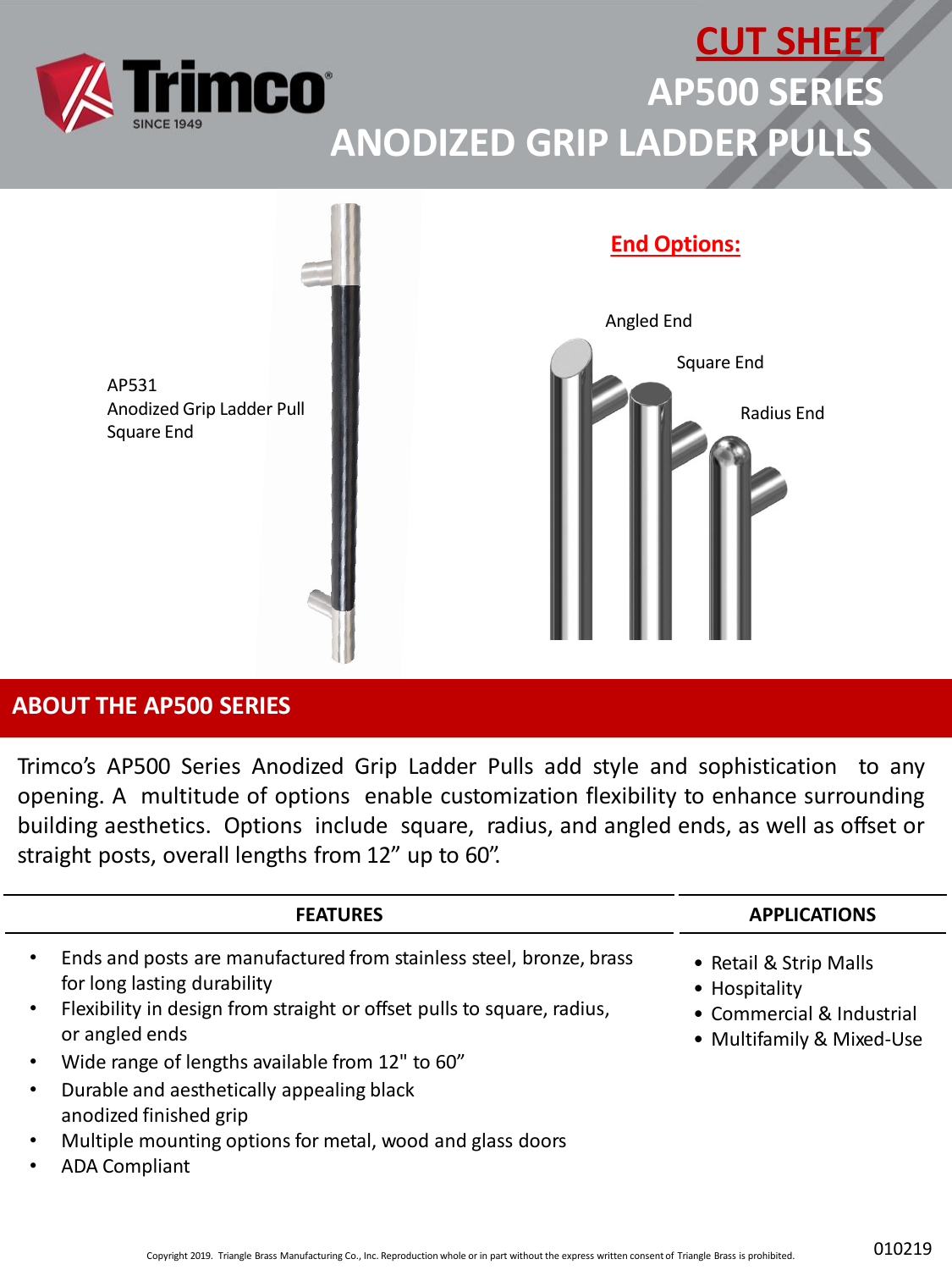# CUT SHEET

# AP500 SERIES

# ANODIZED GRIP LADDER PULLS

AP531
Anodized Grip Ladder Pull
Square End

**End Options:**

Angled End

Square End

Radius End

## ABOUT THE AP500 SERIES

Trimco's AP500 Series Anodized Grip Ladder Pulls add style and sophistication to any opening. A multitude of options enable customization flexibility to enhance surrounding building aesthetics. Options include square, radius, and angled ends, as well as offset or straight posts, overall lengths from 12" up to 60".

### FEATURES

- Ends and posts are manufactured from stainless steel, bronze, brass for long lasting durability
- Flexibility in design from straight or offset pulls to square, radius, or angled ends
- Wide range of lengths available from 12" to 60"
- Durable and aesthetically appealing black anodized finished grip
- Multiple mounting options for metal, wood and glass doors
- ADA Compliant

### APPLICATIONS

- Retail & Strip Malls
- Hospitality
- Commercial & Industrial
- Multifamily & Mixed-Use

Copyright 2019. Triangle Brass Manufacturing Co., Inc. Reproduction whole or in part without the express written consent of Triangle Brass is prohibited.

010219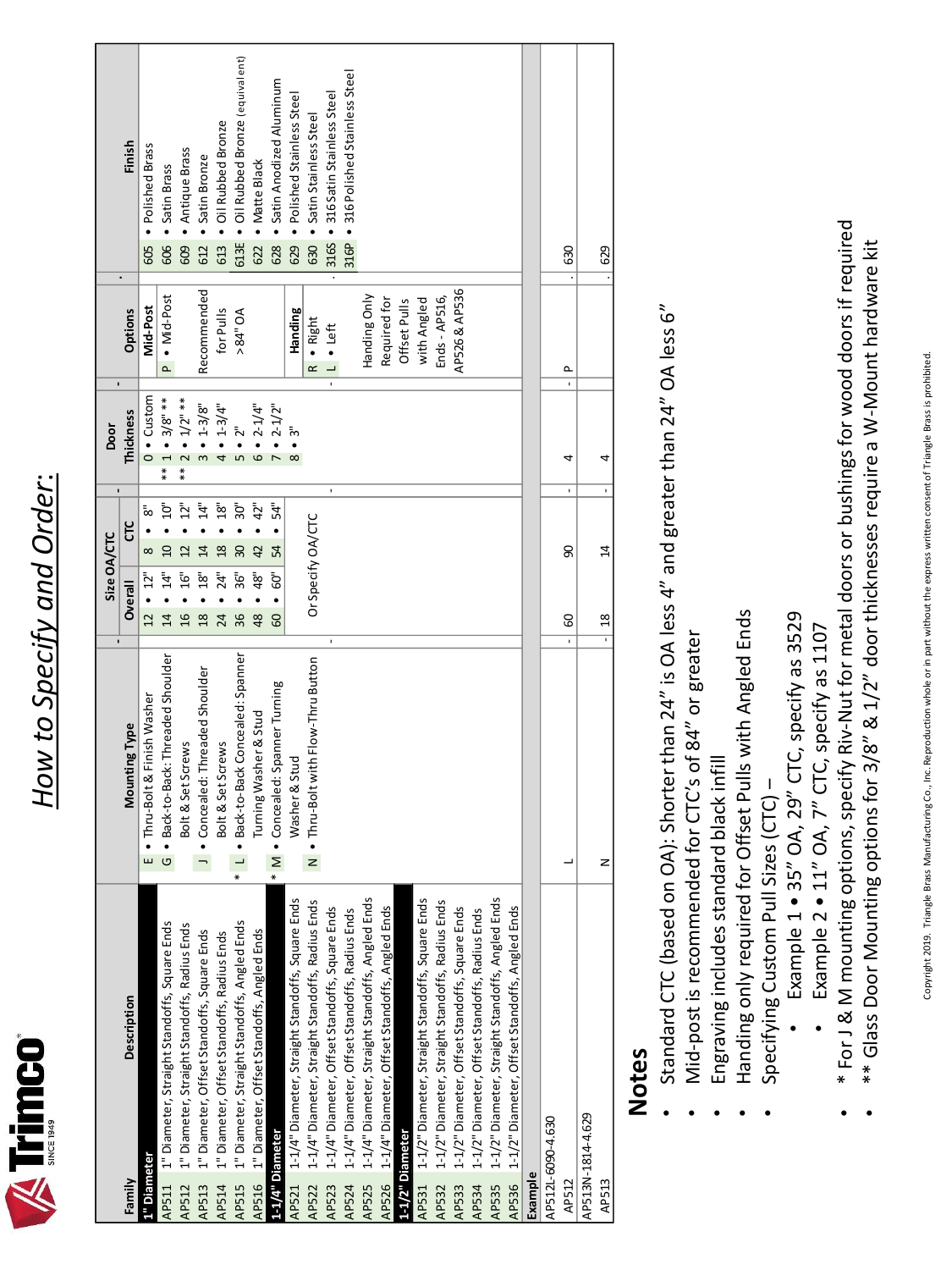Trimco SINCE 1949

# How to Specify and Order:

| Family | Description | Mounting Type | Size OA/CTC | | Door Thickness | Options | Finish |
|---|---|---|---|---|---|---|---|
| | | | Overall | CTC | | | |
| **1" Diameter** | | E • Thru-Bolt & Finish Washer | 12 • 12" | 8 • 8" | 0 • Custom | **Mid-Post** | 605 • Polished Brass |
| AP511 | 1" Diameter, Straight Standoffs, Square Ends | G • Back-to-Back: Threaded Shoulder Bolt & Set Screws | 14 • 14" | 10 • 10" | ** 1 • 3/8" ** | P • Mid-Post | 606 • Satin Brass |
| AP512 | 1" Diameter, Straight Standoffs, Radius Ends | J • Concealed: Threaded Shoulder Bolt & Set Screws | 16 • 16" | 12 • 12" | ** 2 • 1/2" ** | Recommended for Pulls >84" OA | 609 • Antique Brass |
| AP513 | 1" Diameter, Offset Standoffs, Square Ends | * L • Back-to-Back Concealed: Spanner Turning Washer & Stud | 18 • 18" | 14 • 14" | 3 • 1-3/8" | | 612 • Satin Bronze |
| AP514 | 1" Diameter, Offset Standoffs, Radius Ends | * M • Concealed: Spanner Turning Washer & Stud | 24 • 24" | 18 • 18" | 4 • 1-3/4" | **Handing** | 613 • Oil Rubbed Bronze |
| AP515 | 1" Diameter, Straight Standoffs, Angled Ends | N • Thru-Bolt with Flow-Thru Button | 36 • 36" | 30 • 30" | 5 • 2" | R • Right | 613E • Oil Rubbed Bronze (equivalent) |
| AP516 | 1" Diameter, Offset Standoffs, Angled Ends | | 48 • 48" | 42 • 42" | 6 • 2-1/4" | L • Left | 622 • Matte Black |
| **1-1/4" Diameter** | | | 60 • 60" | 54 • 54" | 7 • 2-1/2" | Handing Only Required for Offset Pulls with Angled Ends - AP516, AP526 & AP536 | 628 • Satin Anodized Aluminum |
| AP521 | 1-1/4" Diameter, Straight Standoffs, Square Ends | | Or Specify OA/CTC | | 8 • 3" | | 629 • Polished Stainless Steel |
| AP522 | 1-1/4" Diameter, Straight Standoffs, Radius Ends | | | | | | 630 • Satin Stainless Steel |
| AP523 | 1-1/4" Diameter, Offset Standoffs, Square Ends | | | | | | 316S • 316 Satin Stainless Steel |
| AP524 | 1-1/4" Diameter, Offset Standoffs, Radius Ends | | | | | | 316P • 316 Polished Stainless Steel |
| AP525 | 1-1/4" Diameter, Straight Standoffs, Angled Ends | | | | | | |
| AP526 | 1-1/4" Diameter, Offset Standoffs, Angled Ends | | | | | | |
| **1-1/2" Diameter** | | | | | | | |
| AP531 | 1-1/2" Diameter, Straight Standoffs, Square Ends | | | | | | |
| AP532 | 1-1/2" Diameter, Straight Standoffs, Radius Ends | | | | | | |
| AP533 | 1-1/2" Diameter, Offset Standoffs, Square Ends | | | | | | |
| AP534 | 1-1/2" Diameter, Offset Standoffs, Radius Ends | | | | | | |
| AP535 | 1-1/2" Diameter, Straight Standoffs, Angled Ends | | | | | | |
| AP536 | 1-1/2" Diameter, Offset Standoffs, Angled Ends | | | | | | |
| **Example** | | | | | | | |
| AP512L-6090-4.630 | | | | | | | |
| AP512 | | L | 60 | 90 | 4 | . P | 630 |
| AP513N-1814-4.629 | | | | | | | |
| AP513 | | N | 18 | 14 | 4 | | 629 |

## Notes

- Standard CTC (based on OA): Shorter than 24" is OA less 4" and greater than 24" OA less 6"
- Mid-post is recommended for CTC's of 84" or greater
- Engraving includes standard black infill
- Handing only required for Offset Pulls with Angled Ends
- Specifying Custom Pull Sizes (CTC) –
  - Example 1 • 35" OA, 29" CTC, specify as 3529
  - Example 2 • 11" OA, 7" CTC, specify as 1107
- * For J & M mounting options, specify Riv-Nut for metal doors or bushings for wood doors if required
- ** Glass Door Mounting options for 3/8" & 1/2" door thicknesses require a W-Mount hardware kit

Copyright 2019, Triangle Brass Manufacturing Co., Inc. Reproduction whole or in part without the express written consent of Triangle Brass is prohibited.